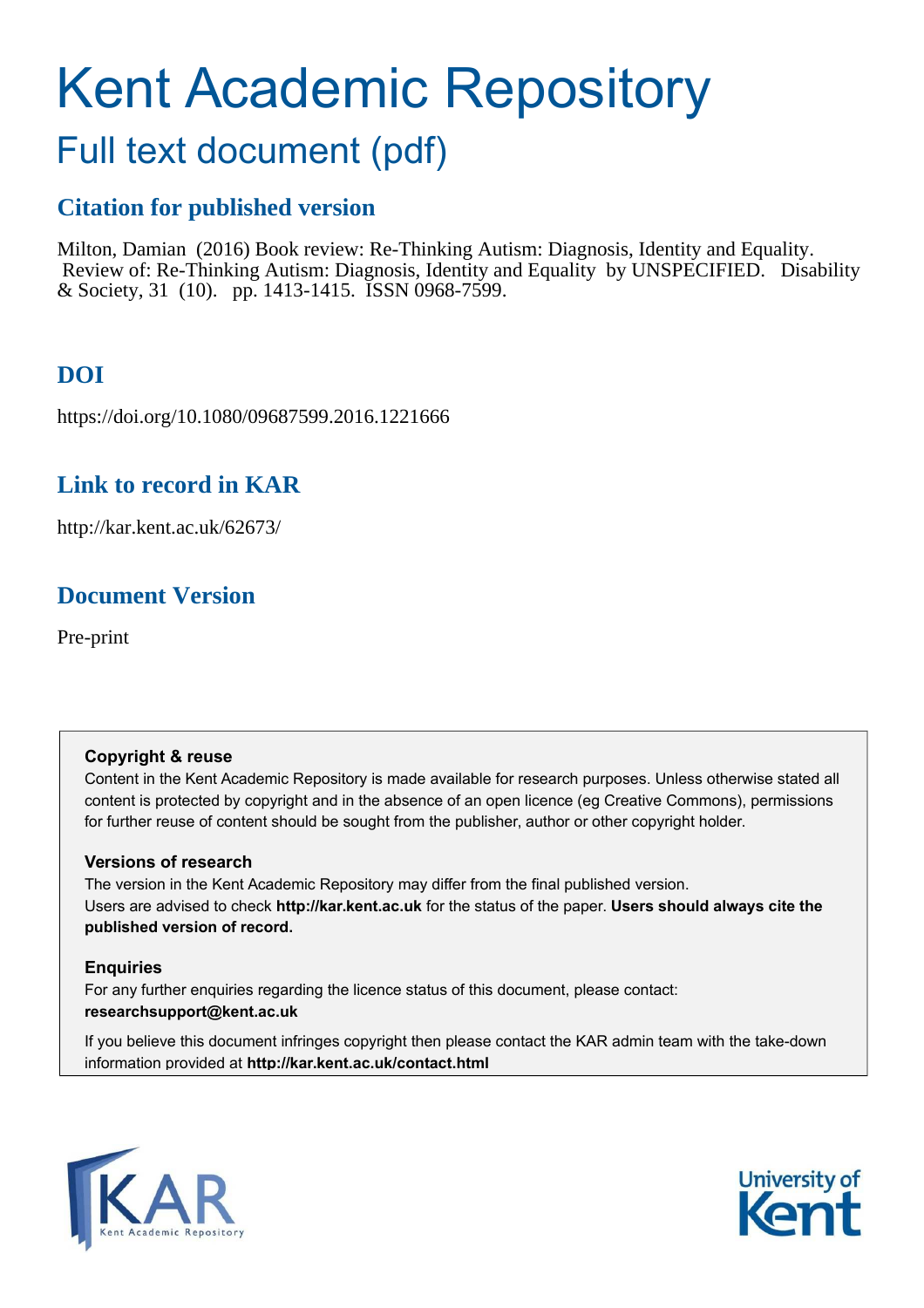# Kent Academic Repository

## Full text document (pdf)

### Citation for published version

Milton, Damian (2016) Book review: Re-Thinking Autism: Diagnosis, Identity and Equality. Review of: Re-Thinking Autism: Diagnosis, Identity and Equality by UNSPECIFIED. Disability & Society, 31 (10). pp. 1413-1415. ISSN 0968-7599.

### DOI

https://doi.org/10.1080/09687599.2016.1221666

### Link to record in KAR

http://kar.kent.ac.uk/62673/

### Document Version

Pre-print

**Copyright & reuse**

Content in the Kent Academic Repository is made available for research purposes. Unless otherwise stated all content is protected by copyright and in the absence of an open licence (eg Creative Commons), permissions for further reuse of content should be sought from the publisher, author or other copyright holder.

**Versions of research**

The version in the Kent Academic Repository may differ from the final published version. Users are advised to check **http://kar.kent.ac.uk** for the status of the paper. **Users should always cite the published version of record.**

**Enquiries**

For any further enquiries regarding the licence status of this document, please contact: **researchsupport@kent.ac.uk**

If you believe this document infringes copyright then please contact the KAR admin team with the take-down information provided at **http://kar.kent.ac.uk/contact.html**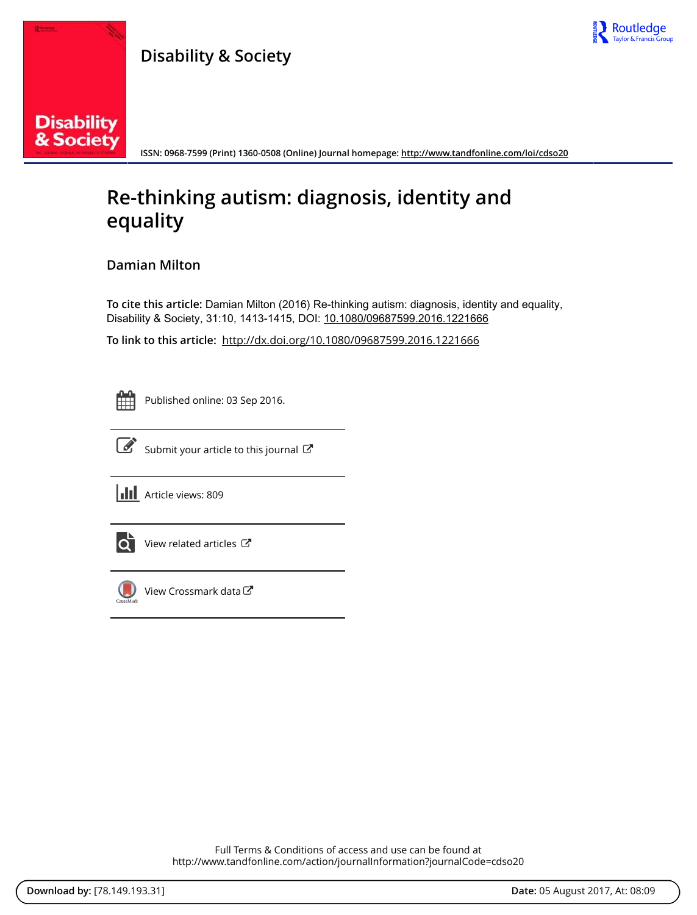Disability & Society

ISSN: 0968-7599 (Print) 1360-0508 (Online) Journal homepage: http://www.tandfonline.com/loi/cdso20

# Re-thinking autism: diagnosis, identity and equality

**Damian Milton**

**To cite this article:** Damian Milton (2016) Re-thinking autism: diagnosis, identity and equality, Disability & Society, 31:10, 1413-1415, DOI: 10.1080/09687599.2016.1221666

**To link to this article:** http://dx.doi.org/10.1080/09687599.2016.1221666

Published online: 03 Sep 2016.

Submit your article to this journal

Article views: 809

View related articles

View Crossmark data

Full Terms & Conditions of access and use can be found at
http://www.tandfonline.com/action/journalInformation?journalCode=cdso20

**Download by:** [78.149.193.31] **Date:** 05 August 2017, At: 08:09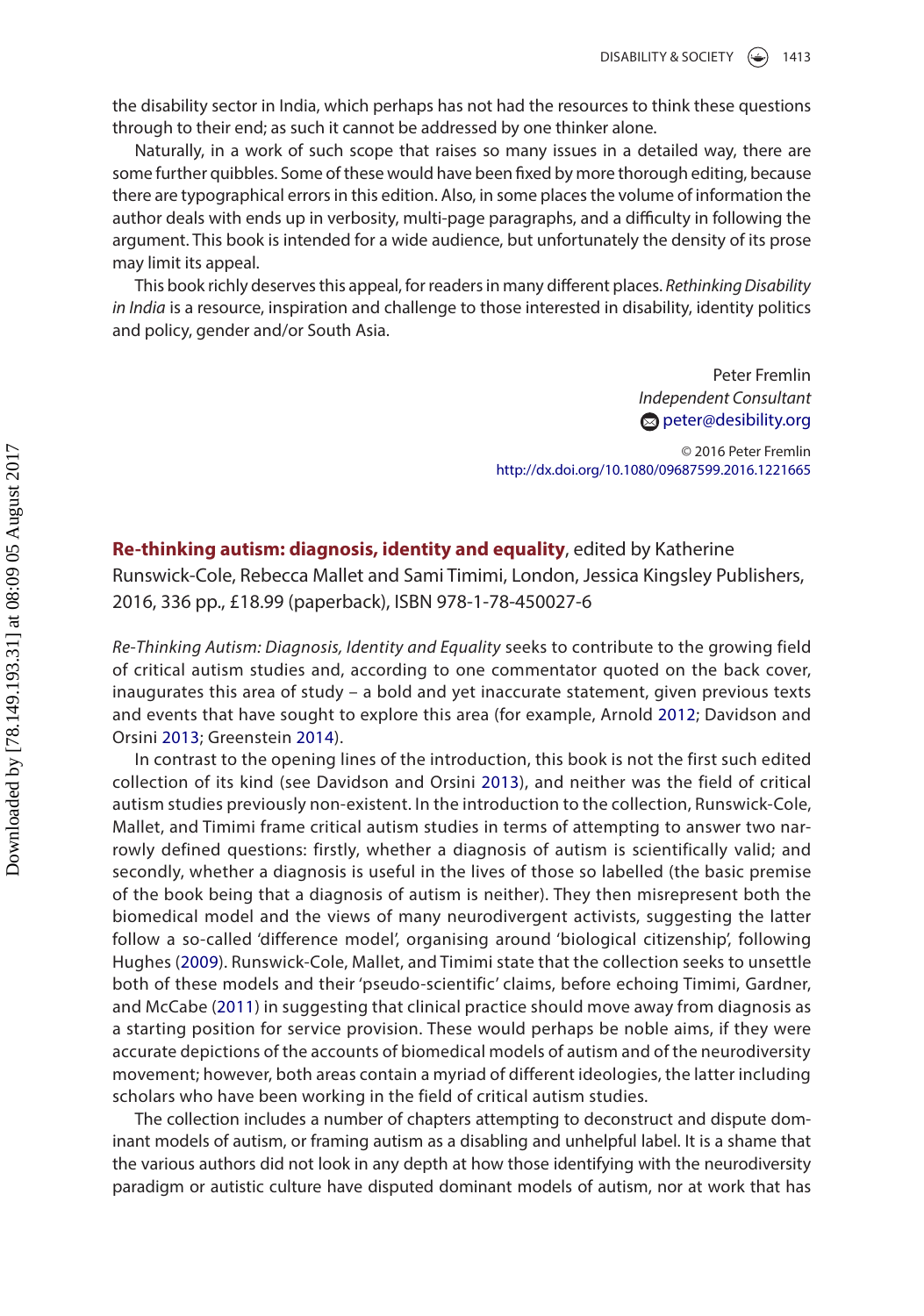the disability sector in India, which perhaps has not had the resources to think these questions through to their end; as such it cannot be addressed by one thinker alone.

Naturally, in a work of such scope that raises so many issues in a detailed way, there are some further quibbles. Some of these would have been fixed by more thorough editing, because there are typographical errors in this edition. Also, in some places the volume of information the author deals with ends up in verbosity, multi-page paragraphs, and a difficulty in following the argument. This book is intended for a wide audience, but unfortunately the density of its prose may limit its appeal.

This book richly deserves this appeal, for readers in many different places. *Rethinking Disability in India* is a resource, inspiration and challenge to those interested in disability, identity politics and policy, gender and/or South Asia.

Peter Fremlin
*Independent Consultant*
peter@desibility.org

© 2016 Peter Fremlin
http://dx.doi.org/10.1080/09687599.2016.1221665

**Re-thinking autism: diagnosis, identity and equality**, edited by Katherine Runswick-Cole, Rebecca Mallet and Sami Timimi, London, Jessica Kingsley Publishers, 2016, 336 pp., £18.99 (paperback), ISBN 978-1-78-450027-6

*Re-Thinking Autism: Diagnosis, Identity and Equality* seeks to contribute to the growing field of critical autism studies and, according to one commentator quoted on the back cover, inaugurates this area of study – a bold and yet inaccurate statement, given previous texts and events that have sought to explore this area (for example, Arnold 2012; Davidson and Orsini 2013; Greenstein 2014).

In contrast to the opening lines of the introduction, this book is not the first such edited collection of its kind (see Davidson and Orsini 2013), and neither was the field of critical autism studies previously non-existent. In the introduction to the collection, Runswick-Cole, Mallet, and Timimi frame critical autism studies in terms of attempting to answer two narrowly defined questions: firstly, whether a diagnosis of autism is scientifically valid; and secondly, whether a diagnosis is useful in the lives of those so labelled (the basic premise of the book being that a diagnosis of autism is neither). They then misrepresent both the biomedical model and the views of many neurodivergent activists, suggesting the latter follow a so-called 'difference model', organising around 'biological citizenship', following Hughes (2009). Runswick-Cole, Mallet, and Timimi state that the collection seeks to unsettle both of these models and their 'pseudo-scientific' claims, before echoing Timimi, Gardner, and McCabe (2011) in suggesting that clinical practice should move away from diagnosis as a starting position for service provision. These would perhaps be noble aims, if they were accurate depictions of the accounts of biomedical models of autism and of the neurodiversity movement; however, both areas contain a myriad of different ideologies, the latter including scholars who have been working in the field of critical autism studies.

The collection includes a number of chapters attempting to deconstruct and dispute dominant models of autism, or framing autism as a disabling and unhelpful label. It is a shame that the various authors did not look in any depth at how those identifying with the neurodiversity paradigm or autistic culture have disputed dominant models of autism, nor at work that has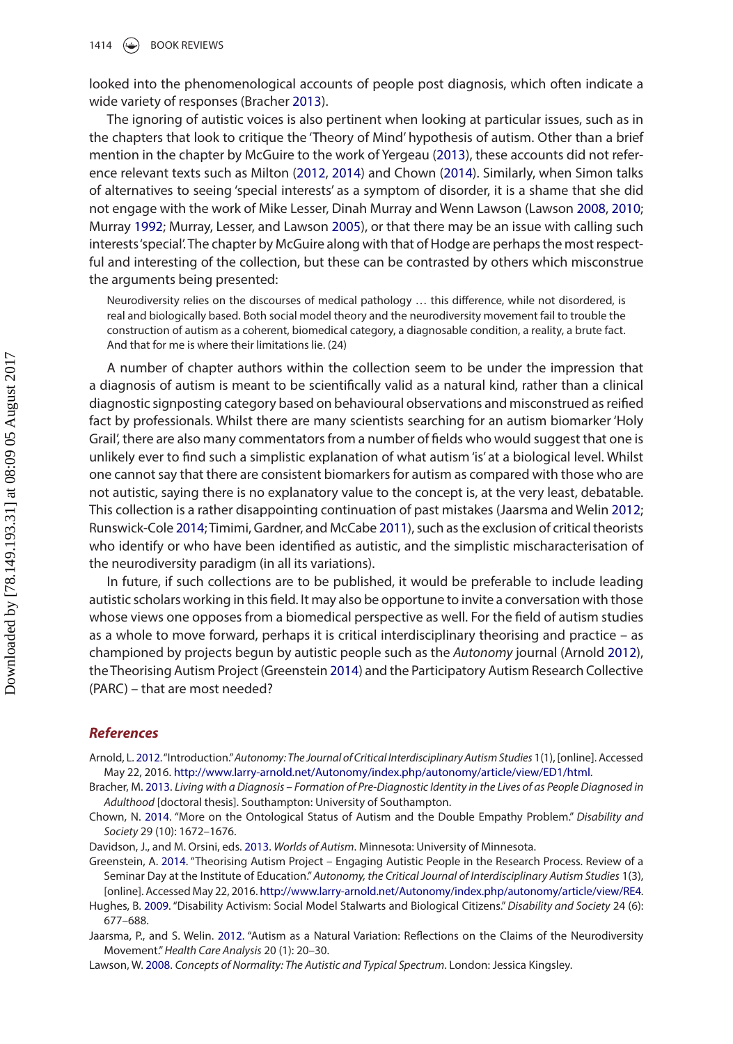looked into the phenomenological accounts of people post diagnosis, which often indicate a wide variety of responses (Bracher 2013).

The ignoring of autistic voices is also pertinent when looking at particular issues, such as in the chapters that look to critique the 'Theory of Mind' hypothesis of autism. Other than a brief mention in the chapter by McGuire to the work of Yergeau (2013), these accounts did not reference relevant texts such as Milton (2012, 2014) and Chown (2014). Similarly, when Simon talks of alternatives to seeing 'special interests' as a symptom of disorder, it is a shame that she did not engage with the work of Mike Lesser, Dinah Murray and Wenn Lawson (Lawson 2008, 2010; Murray 1992; Murray, Lesser, and Lawson 2005), or that there may be an issue with calling such interests 'special'. The chapter by McGuire along with that of Hodge are perhaps the most respectful and interesting of the collection, but these can be contrasted by others which misconstrue the arguments being presented:

> Neurodiversity relies on the discourses of medical pathology … this difference, while not disordered, is real and biologically based. Both social model theory and the neurodiversity movement fail to trouble the construction of autism as a coherent, biomedical category, a diagnosable condition, a reality, a brute fact. And that for me is where their limitations lie. (24)

A number of chapter authors within the collection seem to be under the impression that a diagnosis of autism is meant to be scientifically valid as a natural kind, rather than a clinical diagnostic signposting category based on behavioural observations and misconstrued as reified fact by professionals. Whilst there are many scientists searching for an autism biomarker 'Holy Grail', there are also many commentators from a number of fields who would suggest that one is unlikely ever to find such a simplistic explanation of what autism 'is' at a biological level. Whilst one cannot say that there are consistent biomarkers for autism as compared with those who are not autistic, saying there is no explanatory value to the concept is, at the very least, debatable. This collection is a rather disappointing continuation of past mistakes (Jaarsma and Welin 2012; Runswick-Cole 2014; Timimi, Gardner, and McCabe 2011), such as the exclusion of critical theorists who identify or who have been identified as autistic, and the simplistic mischaracterisation of the neurodiversity paradigm (in all its variations).

In future, if such collections are to be published, it would be preferable to include leading autistic scholars working in this field. It may also be opportune to invite a conversation with those whose views one opposes from a biomedical perspective as well. For the field of autism studies as a whole to move forward, perhaps it is critical interdisciplinary theorising and practice – as championed by projects begun by autistic people such as the *Autonomy* journal (Arnold 2012), the Theorising Autism Project (Greenstein 2014) and the Participatory Autism Research Collective (PARC) – that are most needed?

## References

Arnold, L. 2012. "Introduction." *Autonomy: The Journal of Critical Interdisciplinary Autism Studies* 1(1), [online]. Accessed May 22, 2016. http://www.larry-arnold.net/Autonomy/index.php/autonomy/article/view/ED1/html.

Bracher, M. 2013. *Living with a Diagnosis – Formation of Pre-Diagnostic Identity in the Lives of as People Diagnosed in Adulthood* [doctoral thesis]. Southampton: University of Southampton.

Chown, N. 2014. "More on the Ontological Status of Autism and the Double Empathy Problem." *Disability and Society* 29 (10): 1672–1676.

Davidson, J., and M. Orsini, eds. 2013. *Worlds of Autism*. Minnesota: University of Minnesota.

Greenstein, A. 2014. "Theorising Autism Project – Engaging Autistic People in the Research Process. Review of a Seminar Day at the Institute of Education." *Autonomy, the Critical Journal of Interdisciplinary Autism Studies* 1(3), [online]. Accessed May 22, 2016. http://www.larry-arnold.net/Autonomy/index.php/autonomy/article/view/RE4.

Hughes, B. 2009. "Disability Activism: Social Model Stalwarts and Biological Citizens." *Disability and Society* 24 (6): 677–688.

Jaarsma, P., and S. Welin. 2012. "Autism as a Natural Variation: Reflections on the Claims of the Neurodiversity Movement." *Health Care Analysis* 20 (1): 20–30.

Lawson, W. 2008. *Concepts of Normality: The Autistic and Typical Spectrum*. London: Jessica Kingsley.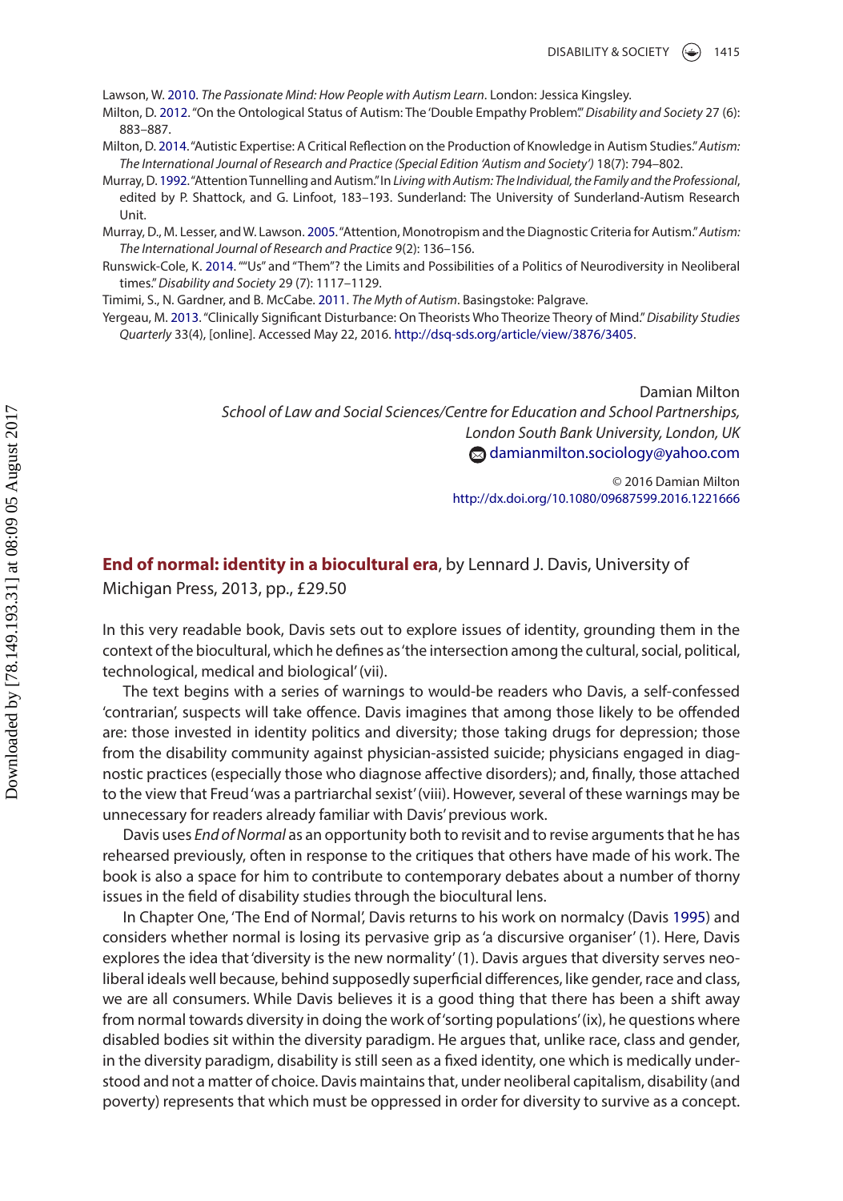Lawson, W. 2010. *The Passionate Mind: How People with Autism Learn*. London: Jessica Kingsley.

Milton, D. 2012. "On the Ontological Status of Autism: The 'Double Empathy Problem'." *Disability and Society* 27 (6): 883–887.

Milton, D. 2014. "Autistic Expertise: A Critical Reflection on the Production of Knowledge in Autism Studies." *Autism: The International Journal of Research and Practice (Special Edition 'Autism and Society')* 18(7): 794–802.

Murray, D. 1992. "Attention Tunnelling and Autism." In *Living with Autism: The Individual, the Family and the Professional*, edited by P. Shattock, and G. Linfoot, 183–193. Sunderland: The University of Sunderland-Autism Research Unit.

Murray, D., M. Lesser, and W. Lawson. 2005. "Attention, Monotropism and the Diagnostic Criteria for Autism." *Autism: The International Journal of Research and Practice* 9(2): 136–156.

Runswick-Cole, K. 2014. ""Us" and "Them"? the Limits and Possibilities of a Politics of Neurodiversity in Neoliberal times." *Disability and Society* 29 (7): 1117–1129.

Timimi, S., N. Gardner, and B. McCabe. 2011. *The Myth of Autism*. Basingstoke: Palgrave.

Yergeau, M. 2013. "Clinically Significant Disturbance: On Theorists Who Theorize Theory of Mind." *Disability Studies Quarterly* 33(4), [online]. Accessed May 22, 2016. http://dsq-sds.org/article/view/3876/3405.

Damian Milton
*School of Law and Social Sciences/Centre for Education and School Partnerships, London South Bank University, London, UK*
damianmilton.sociology@yahoo.com

© 2016 Damian Milton
http://dx.doi.org/10.1080/09687599.2016.1221666

**End of normal: identity in a biocultural era**, by Lennard J. Davis, University of Michigan Press, 2013, pp., £29.50

In this very readable book, Davis sets out to explore issues of identity, grounding them in the context of the biocultural, which he defines as 'the intersection among the cultural, social, political, technological, medical and biological' (vii).

The text begins with a series of warnings to would-be readers who Davis, a self-confessed 'contrarian', suspects will take offence. Davis imagines that among those likely to be offended are: those invested in identity politics and diversity; those taking drugs for depression; those from the disability community against physician-assisted suicide; physicians engaged in diagnostic practices (especially those who diagnose affective disorders); and, finally, those attached to the view that Freud 'was a partriarchal sexist' (viii). However, several of these warnings may be unnecessary for readers already familiar with Davis' previous work.

Davis uses *End of Normal* as an opportunity both to revisit and to revise arguments that he has rehearsed previously, often in response to the critiques that others have made of his work. The book is also a space for him to contribute to contemporary debates about a number of thorny issues in the field of disability studies through the biocultural lens.

In Chapter One, 'The End of Normal', Davis returns to his work on normalcy (Davis 1995) and considers whether normal is losing its pervasive grip as 'a discursive organiser' (1). Here, Davis explores the idea that 'diversity is the new normality' (1). Davis argues that diversity serves neoliberal ideals well because, behind supposedly superficial differences, like gender, race and class, we are all consumers. While Davis believes it is a good thing that there has been a shift away from normal towards diversity in doing the work of 'sorting populations' (ix), he questions where disabled bodies sit within the diversity paradigm. He argues that, unlike race, class and gender, in the diversity paradigm, disability is still seen as a fixed identity, one which is medically understood and not a matter of choice. Davis maintains that, under neoliberal capitalism, disability (and poverty) represents that which must be oppressed in order for diversity to survive as a concept.